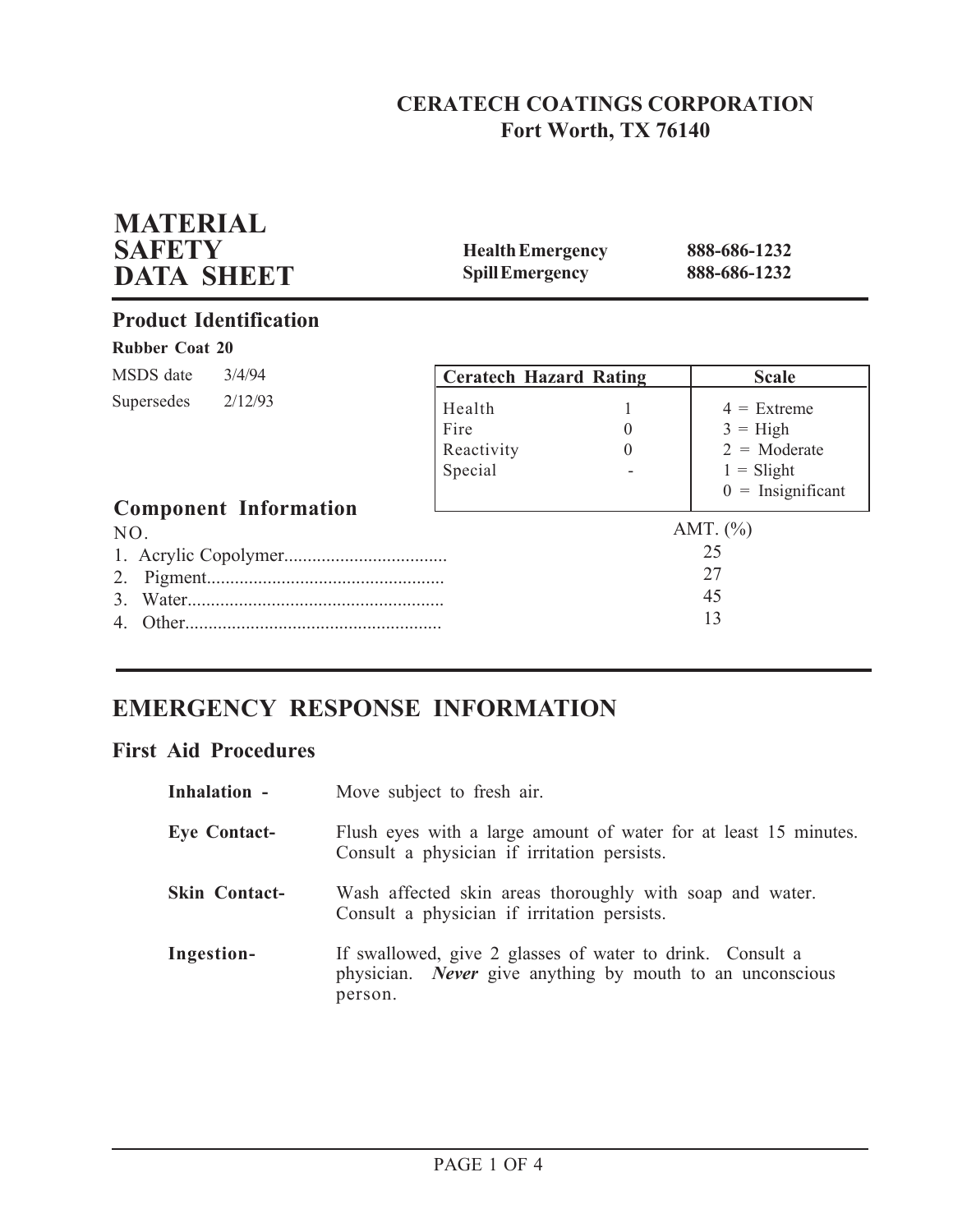**CERATECH COATINGS CORPORATION**
**Fort Worth, TX 76140**

# MATERIAL SAFETY DATA SHEET

| | |
|---|---|
| **Health Emergency** | **888-686-1232** |
| **Spill Emergency** | **888-686-1232** |

## Product Identification

**Rubber Coat 20**

MSDS date 3/4/94

Supersedes 2/12/93

| Ceratech Hazard Rating | | Scale |
|---|---|---|
| Health | 1 | 4 = Extreme |
| Fire | 0 | 3 = High |
| Reactivity | 0 | 2 = Moderate |
| Special | - | 1 = Slight |
| | | 0 = Insignificant |

## Component Information

| NO. | AMT. (%) |
|---|---|
| 1. Acrylic Copolymer | 25 |
| 2. Pigment | 27 |
| 3. Water | 45 |
| 4. Other | 13 |

# EMERGENCY RESPONSE INFORMATION

## First Aid Procedures

**Inhalation -** Move subject to fresh air.

**Eye Contact-** Flush eyes with a large amount of water for at least 15 minutes. Consult a physician if irritation persists.

**Skin Contact-** Wash affected skin areas thoroughly with soap and water. Consult a physician if irritation persists.

**Ingestion-** If swallowed, give 2 glasses of water to drink. Consult a physician. ***Never*** give anything by mouth to an unconscious person.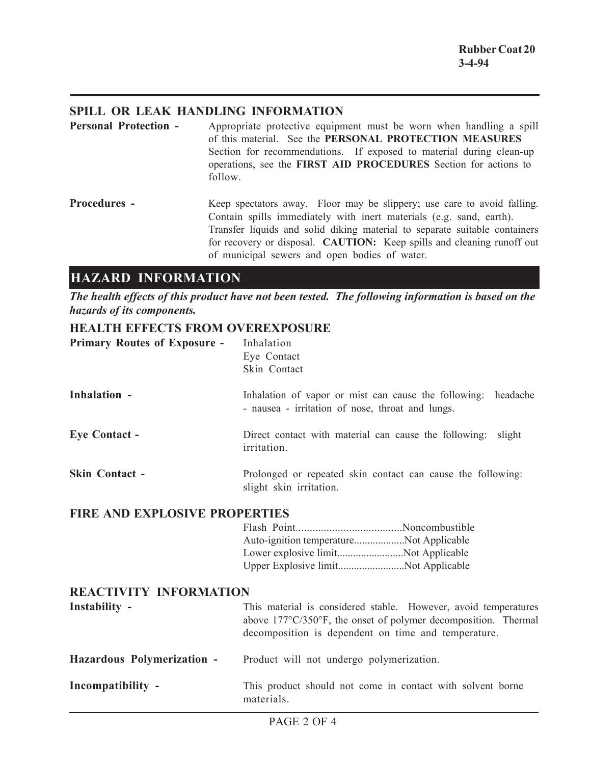## SPILL OR LEAK HANDLING INFORMATION

**Personal Protection -** Appropriate protective equipment must be worn when handling a spill of this material. See the **PERSONAL PROTECTION MEASURES** Section for recommendations. If exposed to material during clean-up operations, see the **FIRST AID PROCEDURES** Section for actions to follow.

**Procedures -** Keep spectators away. Floor may be slippery; use care to avoid falling. Contain spills immediately with inert materials (e.g. sand, earth). Transfer liquids and solid diking material to separate suitable containers for recovery or disposal. **CAUTION:** Keep spills and cleaning runoff out of municipal sewers and open bodies of water.

# HAZARD INFORMATION

***The health effects of this product have not been tested. The following information is based on the hazards of its components.***

## HEALTH EFFECTS FROM OVEREXPOSURE

**Primary Routes of Exposure -** Inhalation
Eye Contact
Skin Contact

**Inhalation -** Inhalation of vapor or mist can cause the following: headache - nausea - irritation of nose, throat and lungs.

**Eye Contact -** Direct contact with material can cause the following: slight irritation.

**Skin Contact -** Prolonged or repeated skin contact can cause the following: slight skin irritation.

## FIRE AND EXPLOSIVE PROPERTIES

Flash Point......................................Noncombustible
Auto-ignition temperature...................Not Applicable
Lower explosive limit.........................Not Applicable
Upper Explosive limit.........................Not Applicable

## REACTIVITY INFORMATION

**Instability -** This material is considered stable. However, avoid temperatures above 177°C/350°F, the onset of polymer decomposition. Thermal decomposition is dependent on time and temperature.

**Hazardous Polymerization -** Product will not undergo polymerization.

**Incompatibility -** This product should not come in contact with solvent borne materials.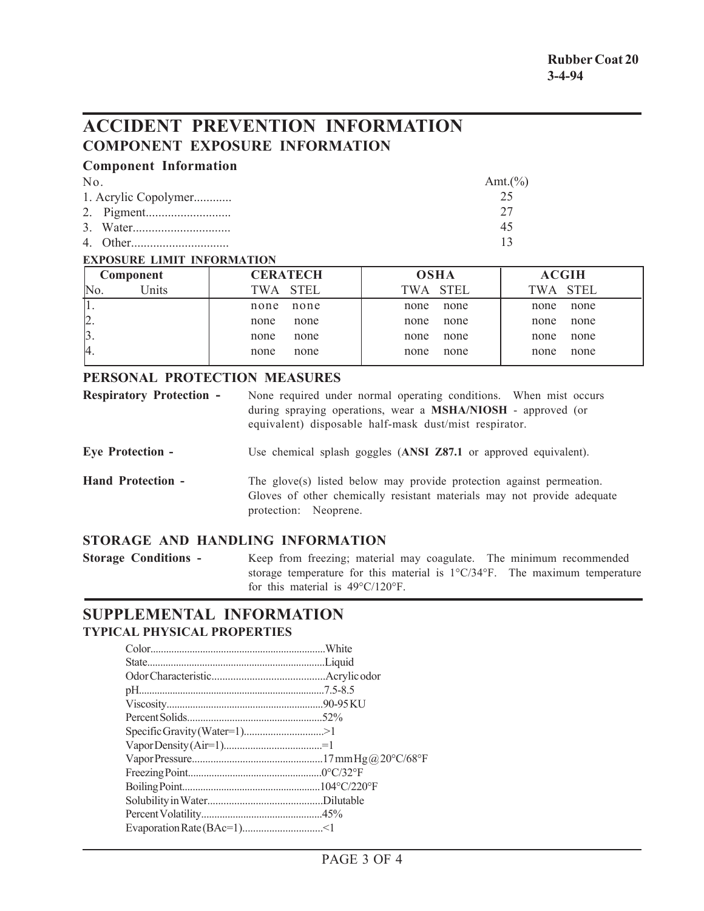**Rubber Coat 20**
**3-4-94**

# ACCIDENT PREVENTION INFORMATION

## COMPONENT EXPOSURE INFORMATION

### Component Information

| No. | Amt.(%) |
|---|---|
| 1. Acrylic Copolymer............ | 25 |
| 2. Pigment.......................... | 27 |
| 3. Water.............................. | 45 |
| 4. Other.............................. | 13 |

**EXPOSURE LIMIT INFORMATION**

| Component | | CERATECH | | OSHA | | ACGIH | |
|---|---|---|---|---|---|---|---|
| No. | Units | TWA | STEL | TWA | STEL | TWA | STEL |
| 1. | | none | none | none | none | none | none |
| 2. | | none | none | none | none | none | none |
| 3. | | none | none | none | none | none | none |
| 4. | | none | none | none | none | none | none |

### PERSONAL PROTECTION MEASURES

**Respiratory Protection -** None required under normal operating conditions. When mist occurs during spraying operations, wear a **MSHA/NIOSH** - approved (or equivalent) disposable half-mask dust/mist respirator.

**Eye Protection -** Use chemical splash goggles (**ANSI Z87.1** or approved equivalent).

**Hand Protection -** The glove(s) listed below may provide protection against permeation. Gloves of other chemically resistant materials may not provide adequate protection: Neoprene.

### STORAGE AND HANDLING INFORMATION

**Storage Conditions -** Keep from freezing; material may coagulate. The minimum recommended storage temperature for this material is 1°C/34°F. The maximum temperature for this material is 49°C/120°F.

# SUPPLEMENTAL INFORMATION

## TYPICAL PHYSICAL PROPERTIES

Color..................................................................White
State...................................................................Liquid
Odor Characteristic..........................................Acrylic odor
pH......................................................................7.5-8.5
Viscosity...........................................................90-95 KU
Percent Solids...................................................52%
Specific Gravity (Water=1).............................>1
Vapor Density (Air=1).....................................=1
Vapor Pressure.................................................17 mm Hg @ 20°C/68°F
Freezing Point..................................................0°C/32°F
Boiling Point....................................................104°C/220°F
Solubility in Water...........................................Dilutable
Percent Volatility.............................................45%
Evaporation Rate (BAc=1).............................<1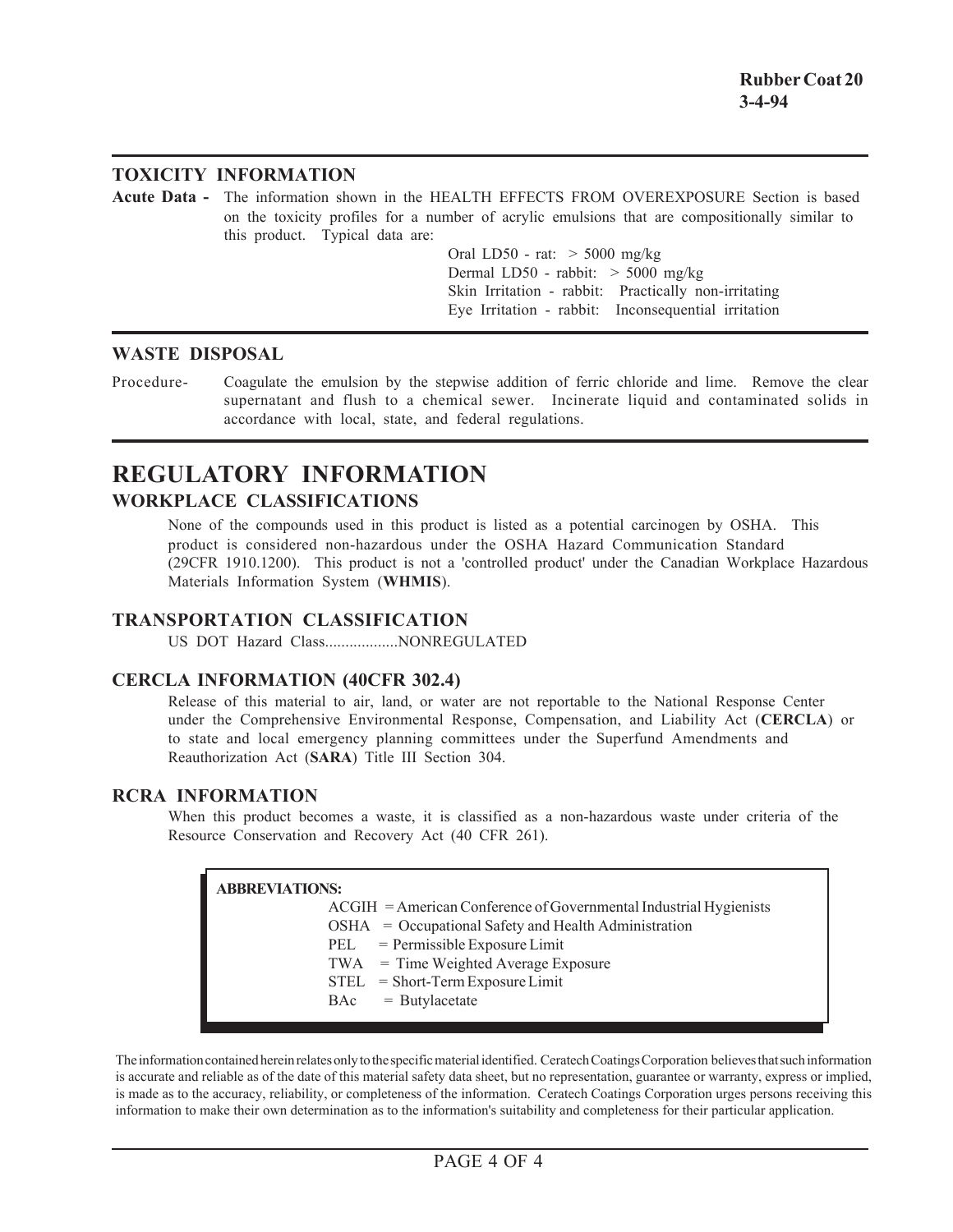**Rubber Coat 20**
**3-4-94**

## TOXICITY INFORMATION

**Acute Data -** The information shown in the HEALTH EFFECTS FROM OVEREXPOSURE Section is based on the toxicity profiles for a number of acrylic emulsions that are compositionally similar to this product. Typical data are:

Oral LD50 - rat: > 5000 mg/kg
Dermal LD50 - rabbit: > 5000 mg/kg
Skin Irritation - rabbit: Practically non-irritating
Eye Irritation - rabbit: Inconsequential irritation

## WASTE DISPOSAL

Procedure- Coagulate the emulsion by the stepwise addition of ferric chloride and lime. Remove the clear supernatant and flush to a chemical sewer. Incinerate liquid and contaminated solids in accordance with local, state, and federal regulations.

# REGULATORY INFORMATION

## WORKPLACE CLASSIFICATIONS

None of the compounds used in this product is listed as a potential carcinogen by OSHA. This product is considered non-hazardous under the OSHA Hazard Communication Standard (29CFR 1910.1200). This product is not a 'controlled product' under the Canadian Workplace Hazardous Materials Information System (**WHMIS**).

## TRANSPORTATION CLASSIFICATION

US DOT Hazard Class..................NONREGULATED

## CERCLA INFORMATION (40CFR 302.4)

Release of this material to air, land, or water are not reportable to the National Response Center under the Comprehensive Environmental Response, Compensation, and Liability Act (**CERCLA**) or to state and local emergency planning committees under the Superfund Amendments and Reauthorization Act (**SARA**) Title III Section 304.

## RCRA INFORMATION

When this product becomes a waste, it is classified as a non-hazardous waste under criteria of the Resource Conservation and Recovery Act (40 CFR 261).

**ABBREVIATIONS:**

ACGIH = American Conference of Governmental Industrial Hygienists
OSHA = Occupational Safety and Health Administration
PEL = Permissible Exposure Limit
TWA = Time Weighted Average Exposure
STEL = Short-Term Exposure Limit
BAc = Butylacetate

The information contained herein relates only to the specific material identified. Ceratech Coatings Corporation believes that such information is accurate and reliable as of the date of this material safety data sheet, but no representation, guarantee or warranty, express or implied, is made as to the accuracy, reliability, or completeness of the information. Ceratech Coatings Corporation urges persons receiving this information to make their own determination as to the information's suitability and completeness for their particular application.